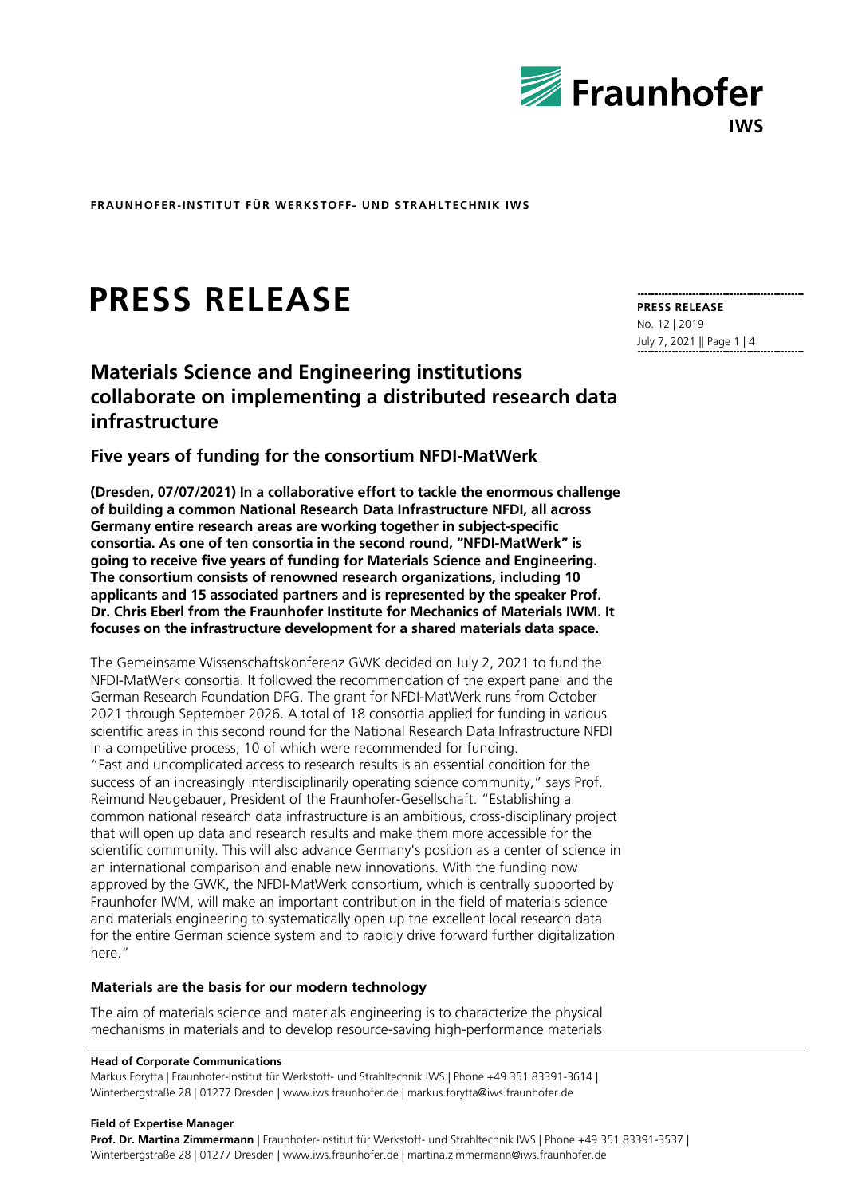**FRAUNHOFER-INSTITUT FÜR WERKSTOFF- UND STRAHLTECHNIK IWS**

# PRESS RELEASE

**PRESS RELEASE**
No. 12 | 2019
July 7, 2021

## Materials Science and Engineering institutions collaborate on implementing a distributed research data infrastructure

### Five years of funding for the consortium NFDI-MatWerk

**(Dresden, 07/07/2021) In a collaborative effort to tackle the enormous challenge of building a common National Research Data Infrastructure NFDI, all across Germany entire research areas are working together in subject-specific consortia. As one of ten consortia in the second round, "NFDI-MatWerk" is going to receive five years of funding for Materials Science and Engineering. The consortium consists of renowned research organizations, including 10 applicants and 15 associated partners and is represented by the speaker Prof. Dr. Chris Eberl from the Fraunhofer Institute for Mechanics of Materials IWM. It focuses on the infrastructure development for a shared materials data space.**

The Gemeinsame Wissenschaftskonferenz GWK decided on July 2, 2021 to fund the NFDI-MatWerk consortia. It followed the recommendation of the expert panel and the German Research Foundation DFG. The grant for NFDI-MatWerk runs from October 2021 through September 2026. A total of 18 consortia applied for funding in various scientific areas in this second round for the National Research Data Infrastructure NFDI in a competitive process, 10 of which were recommended for funding.
"Fast and uncomplicated access to research results is an essential condition for the success of an increasingly interdisciplinarily operating science community," says Prof. Reimund Neugebauer, President of the Fraunhofer-Gesellschaft. "Establishing a common national research data infrastructure is an ambitious, cross-disciplinary project that will open up data and research results and make them more accessible for the scientific community. This will also advance Germany's position as a center of science in an international comparison and enable new innovations. With the funding now approved by the GWK, the NFDI-MatWerk consortium, which is centrally supported by Fraunhofer IWM, will make an important contribution in the field of materials science and materials engineering to systematically open up the excellent local research data for the entire German science system and to rapidly drive forward further digitalization here."

#### Materials are the basis for our modern technology

The aim of materials science and materials engineering is to characterize the physical mechanisms in materials and to develop resource-saving high-performance materials

**Head of Corporate Communications**
Markus Forytta | Fraunhofer-Institut für Werkstoff- und Strahltechnik IWS | Phone +49 351 83391-3614 | Winterbergstraße 28 | 01277 Dresden | www.iws.fraunhofer.de | markus.forytta@iws.fraunhofer.de

**Field of Expertise Manager**
**Prof. Dr. Martina Zimmermann** | Fraunhofer-Institut für Werkstoff- und Strahltechnik IWS | Phone +49 351 83391-3537 | Winterbergstraße 28 | 01277 Dresden | www.iws.fraunhofer.de | martina.zimmermann@iws.fraunhofer.de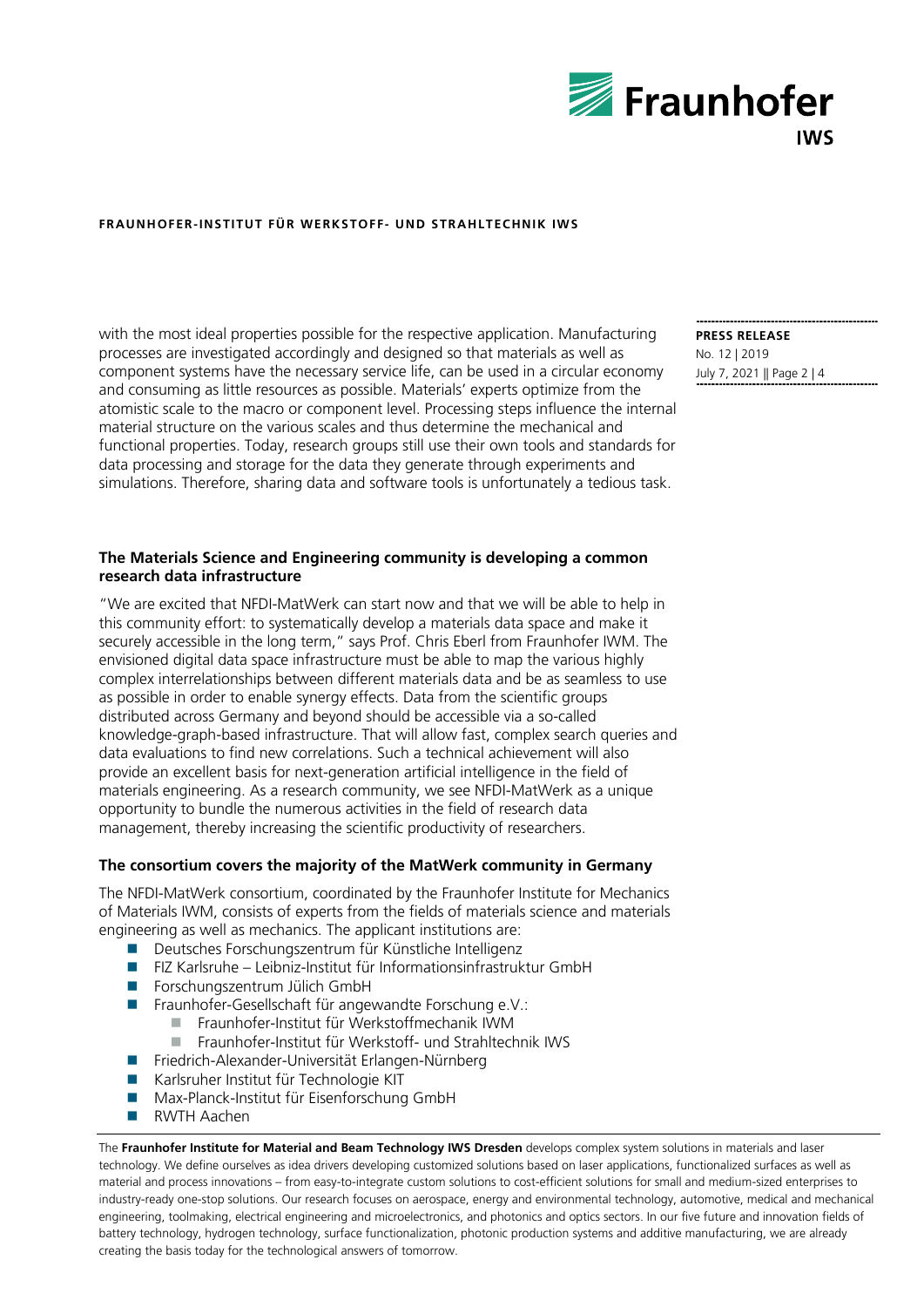with the most ideal properties possible for the respective application. Manufacturing processes are investigated accordingly and designed so that materials as well as component systems have the necessary service life, can be used in a circular economy and consuming as little resources as possible. Materials' experts optimize from the atomistic scale to the macro or component level. Processing steps influence the internal material structure on the various scales and thus determine the mechanical and functional properties. Today, research groups still use their own tools and standards for data processing and storage for the data they generate through experiments and simulations. Therefore, sharing data and software tools is unfortunately a tedious task.

### The Materials Science and Engineering community is developing a common research data infrastructure

"We are excited that NFDI-MatWerk can start now and that we will be able to help in this community effort: to systematically develop a materials data space and make it securely accessible in the long term," says Prof. Chris Eberl from Fraunhofer IWM. The envisioned digital data space infrastructure must be able to map the various highly complex interrelationships between different materials data and be as seamless to use as possible in order to enable synergy effects. Data from the scientific groups distributed across Germany and beyond should be accessible via a so-called knowledge-graph-based infrastructure. That will allow fast, complex search queries and data evaluations to find new correlations. Such a technical achievement will also provide an excellent basis for next-generation artificial intelligence in the field of materials engineering. As a research community, we see NFDI-MatWerk as a unique opportunity to bundle the numerous activities in the field of research data management, thereby increasing the scientific productivity of researchers.

### The consortium covers the majority of the MatWerk community in Germany

The NFDI-MatWerk consortium, coordinated by the Fraunhofer Institute for Mechanics of Materials IWM, consists of experts from the fields of materials science and materials engineering as well as mechanics. The applicant institutions are:

- Deutsches Forschungszentrum für Künstliche Intelligenz
- FIZ Karlsruhe – Leibniz-Institut für Informationsinfrastruktur GmbH
- Forschungszentrum Jülich GmbH
- Fraunhofer-Gesellschaft für angewandte Forschung e.V.:
  - Fraunhofer-Institut für Werkstoffmechanik IWM
  - Fraunhofer-Institut für Werkstoff- und Strahltechnik IWS
- Friedrich-Alexander-Universität Erlangen-Nürnberg
- Karlsruher Institut für Technologie KIT
- Max-Planck-Institut für Eisenforschung GmbH
- RWTH Aachen

The **Fraunhofer Institute for Material and Beam Technology IWS Dresden** develops complex system solutions in materials and laser technology. We define ourselves as idea drivers developing customized solutions based on laser applications, functionalized surfaces as well as material and process innovations – from easy-to-integrate custom solutions to cost-efficient solutions for small and medium-sized enterprises to industry-ready one-stop solutions. Our research focuses on aerospace, energy and environmental technology, automotive, medical and mechanical engineering, toolmaking, electrical engineering and microelectronics, and photonics and optics sectors. In our five future and innovation fields of battery technology, hydrogen technology, surface functionalization, photonic production systems and additive manufacturing, we are already creating the basis today for the technological answers of tomorrow.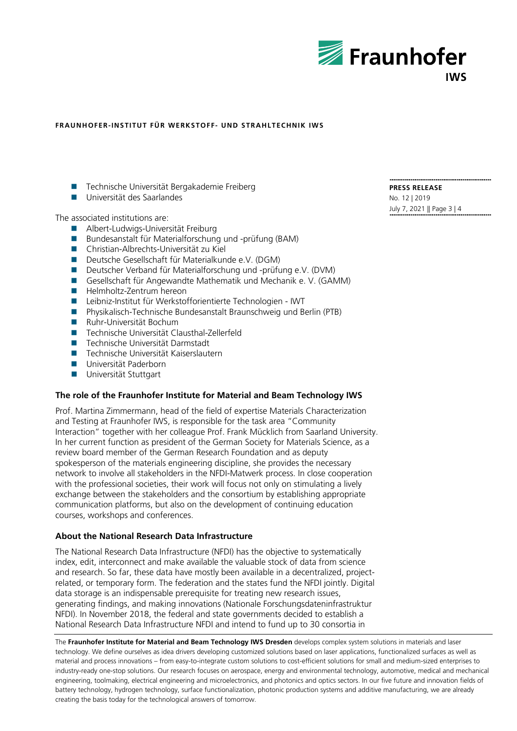- Technische Universität Bergakademie Freiberg
- Universität des Saarlandes

The associated institutions are:

- Albert-Ludwigs-Universität Freiburg
- Bundesanstalt für Materialforschung und -prüfung (BAM)
- Christian-Albrechts-Universität zu Kiel
- Deutsche Gesellschaft für Materialkunde e.V. (DGM)
- Deutscher Verband für Materialforschung und -prüfung e.V. (DVM)
- Gesellschaft für Angewandte Mathematik und Mechanik e. V. (GAMM)
- Helmholtz-Zentrum hereon
- Leibniz-Institut für Werkstofforientierte Technologien - IWT
- Physikalisch-Technische Bundesanstalt Braunschweig und Berlin (PTB)
- Ruhr-Universität Bochum
- Technische Universität Clausthal-Zellerfeld
- Technische Universität Darmstadt
- Technische Universität Kaiserslautern
- Universität Paderborn
- Universität Stuttgart

### The role of the Fraunhofer Institute for Material and Beam Technology IWS

Prof. Martina Zimmermann, head of the field of expertise Materials Characterization and Testing at Fraunhofer IWS, is responsible for the task area "Community Interaction" together with her colleague Prof. Frank Mücklich from Saarland University. In her current function as president of the German Society for Materials Science, as a review board member of the German Research Foundation and as deputy spokesperson of the materials engineering discipline, she provides the necessary network to involve all stakeholders in the NFDI-Matwerk process. In close cooperation with the professional societies, their work will focus not only on stimulating a lively exchange between the stakeholders and the consortium by establishing appropriate communication platforms, but also on the development of continuing education courses, workshops and conferences.

### About the National Research Data Infrastructure

The National Research Data Infrastructure (NFDI) has the objective to systematically index, edit, interconnect and make available the valuable stock of data from science and research. So far, these data have mostly been available in a decentralized, project-related, or temporary form. The federation and the states fund the NFDI jointly. Digital data storage is an indispensable prerequisite for treating new research issues, generating findings, and making innovations (Nationale Forschungsdateninfrastruktur NFDI). In November 2018, the federal and state governments decided to establish a National Research Data Infrastructure NFDI and intend to fund up to 30 consortia in

The **Fraunhofer Institute for Material and Beam Technology IWS Dresden** develops complex system solutions in materials and laser technology. We define ourselves as idea drivers developing customized solutions based on laser applications, functionalized surfaces as well as material and process innovations – from easy-to-integrate custom solutions to cost-efficient solutions for small and medium-sized enterprises to industry-ready one-stop solutions. Our research focuses on aerospace, energy and environmental technology, automotive, medical and mechanical engineering, toolmaking, electrical engineering and microelectronics, and photonics and optics sectors. In our five future and innovation fields of battery technology, hydrogen technology, surface functionalization, photonic production systems and additive manufacturing, we are already creating the basis today for the technological answers of tomorrow.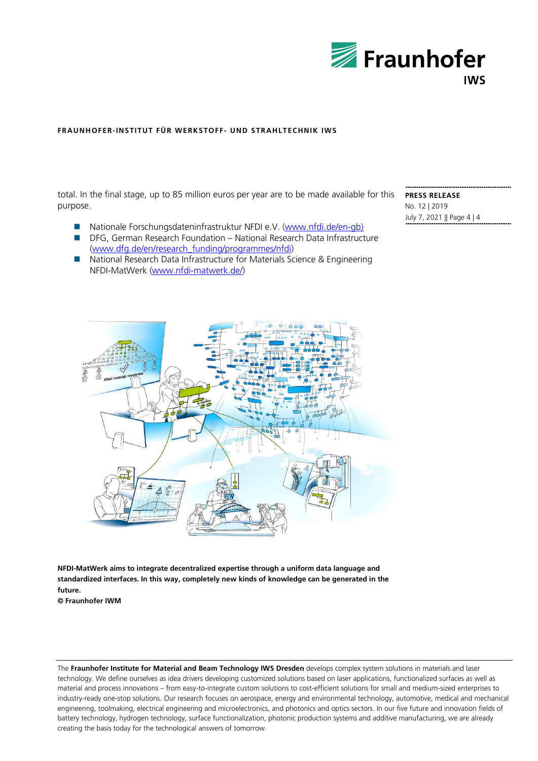total. In the final stage, up to 85 million euros per year are to be made available for this purpose.

- Nationale Forschungsdateninfrastruktur NFDI e.V. (www.nfdi.de/en-gb)
- DFG, German Research Foundation – National Research Data Infrastructure (www.dfg.de/en/research_funding/programmes/nfdi)
- National Research Data Infrastructure for Materials Science & Engineering NFDI-MatWerk (www.nfdi-matwerk.de/)

**NFDI-MatWerk aims to integrate decentralized expertise through a uniform data language and standardized interfaces. In this way, completely new kinds of knowledge can be generated in the future.**
**© Fraunhofer IWM**

The **Fraunhofer Institute for Material and Beam Technology IWS Dresden** develops complex system solutions in materials and laser technology. We define ourselves as idea drivers developing customized solutions based on laser applications, functionalized surfaces as well as material and process innovations – from easy-to-integrate custom solutions to cost-efficient solutions for small and medium-sized enterprises to industry-ready one-stop solutions. Our research focuses on aerospace, energy and environmental technology, automotive, medical and mechanical engineering, toolmaking, electrical engineering and microelectronics, and photonics and optics sectors. In our five future and innovation fields of battery technology, hydrogen technology, surface functionalization, photonic production systems and additive manufacturing, we are already creating the basis today for the technological answers of tomorrow.